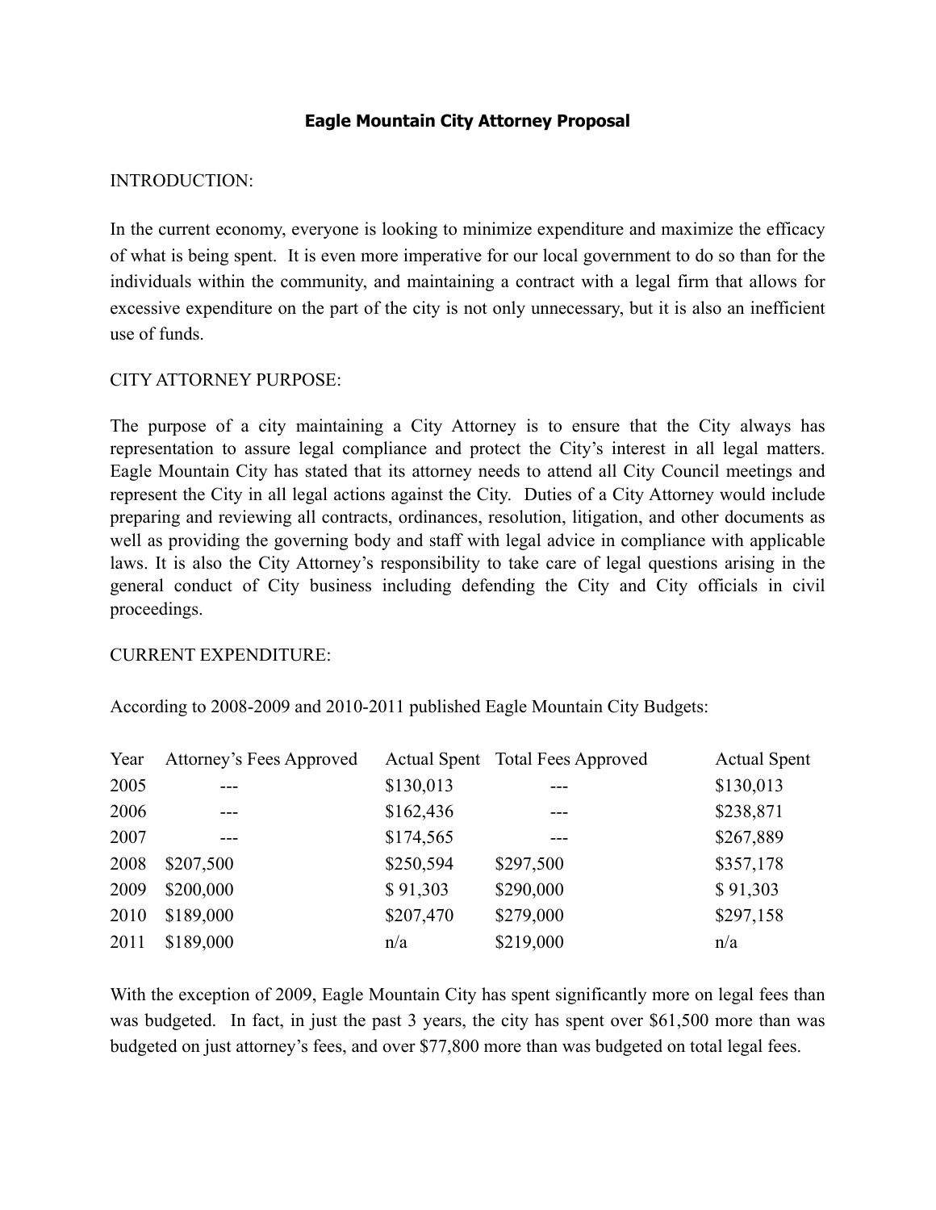# Eagle Mountain City Attorney Proposal

INTRODUCTION:

In the current economy, everyone is looking to minimize expenditure and maximize the efficacy of what is being spent. It is even more imperative for our local government to do so than for the individuals within the community, and maintaining a contract with a legal firm that allows for excessive expenditure on the part of the city is not only unnecessary, but it is also an inefficient use of funds.

CITY ATTORNEY PURPOSE:

The purpose of a city maintaining a City Attorney is to ensure that the City always has representation to assure legal compliance and protect the City's interest in all legal matters. Eagle Mountain City has stated that its attorney needs to attend all City Council meetings and represent the City in all legal actions against the City. Duties of a City Attorney would include preparing and reviewing all contracts, ordinances, resolution, litigation, and other documents as well as providing the governing body and staff with legal advice in compliance with applicable laws. It is also the City Attorney's responsibility to take care of legal questions arising in the general conduct of City business including defending the City and City officials in civil proceedings.

CURRENT EXPENDITURE:

According to 2008-2009 and 2010-2011 published Eagle Mountain City Budgets:

| Year | Attorney's Fees Approved | Actual Spent | Total Fees Approved | Actual Spent |
|---|---|---|---|---|
| 2005 | --- | $130,013 | --- | $130,013 |
| 2006 | --- | $162,436 | --- | $238,871 |
| 2007 | --- | $174,565 | --- | $267,889 |
| 2008 | $207,500 | $250,594 | $297,500 | $357,178 |
| 2009 | $200,000 | $ 91,303 | $290,000 | $ 91,303 |
| 2010 | $189,000 | $207,470 | $279,000 | $297,158 |
| 2011 | $189,000 | n/a | $219,000 | n/a |

With the exception of 2009, Eagle Mountain City has spent significantly more on legal fees than was budgeted. In fact, in just the past 3 years, the city has spent over $61,500 more than was budgeted on just attorney's fees, and over $77,800 more than was budgeted on total legal fees.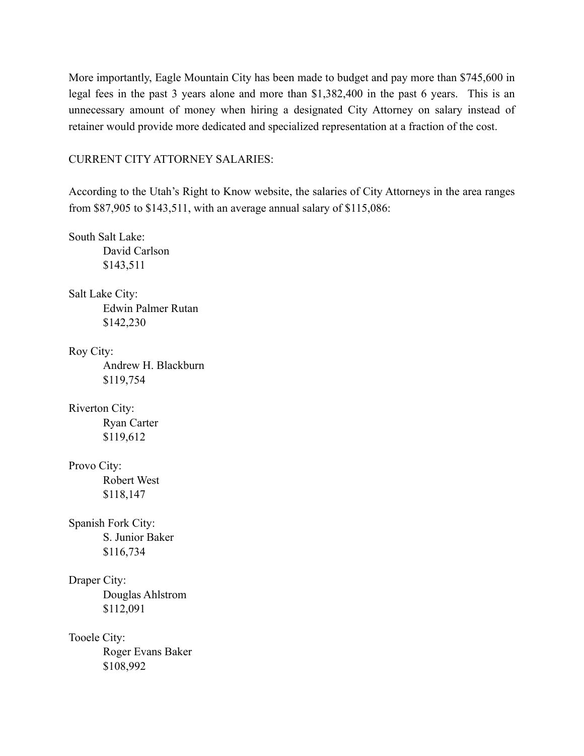More importantly, Eagle Mountain City has been made to budget and pay more than $745,600 in legal fees in the past 3 years alone and more than $1,382,400 in the past 6 years. This is an unnecessary amount of money when hiring a designated City Attorney on salary instead of retainer would provide more dedicated and specialized representation at a fraction of the cost.

CURRENT CITY ATTORNEY SALARIES:

According to the Utah's Right to Know website, the salaries of City Attorneys in the area ranges from $87,905 to $143,511, with an average annual salary of $115,086:

South Salt Lake:
David Carlson
$143,511

Salt Lake City:
Edwin Palmer Rutan
$142,230

Roy City:
Andrew H. Blackburn
$119,754

Riverton City:
Ryan Carter
$119,612

Provo City:
Robert West
$118,147

Spanish Fork City:
S. Junior Baker
$116,734

Draper City:
Douglas Ahlstrom
$112,091

Tooele City:
Roger Evans Baker
$108,992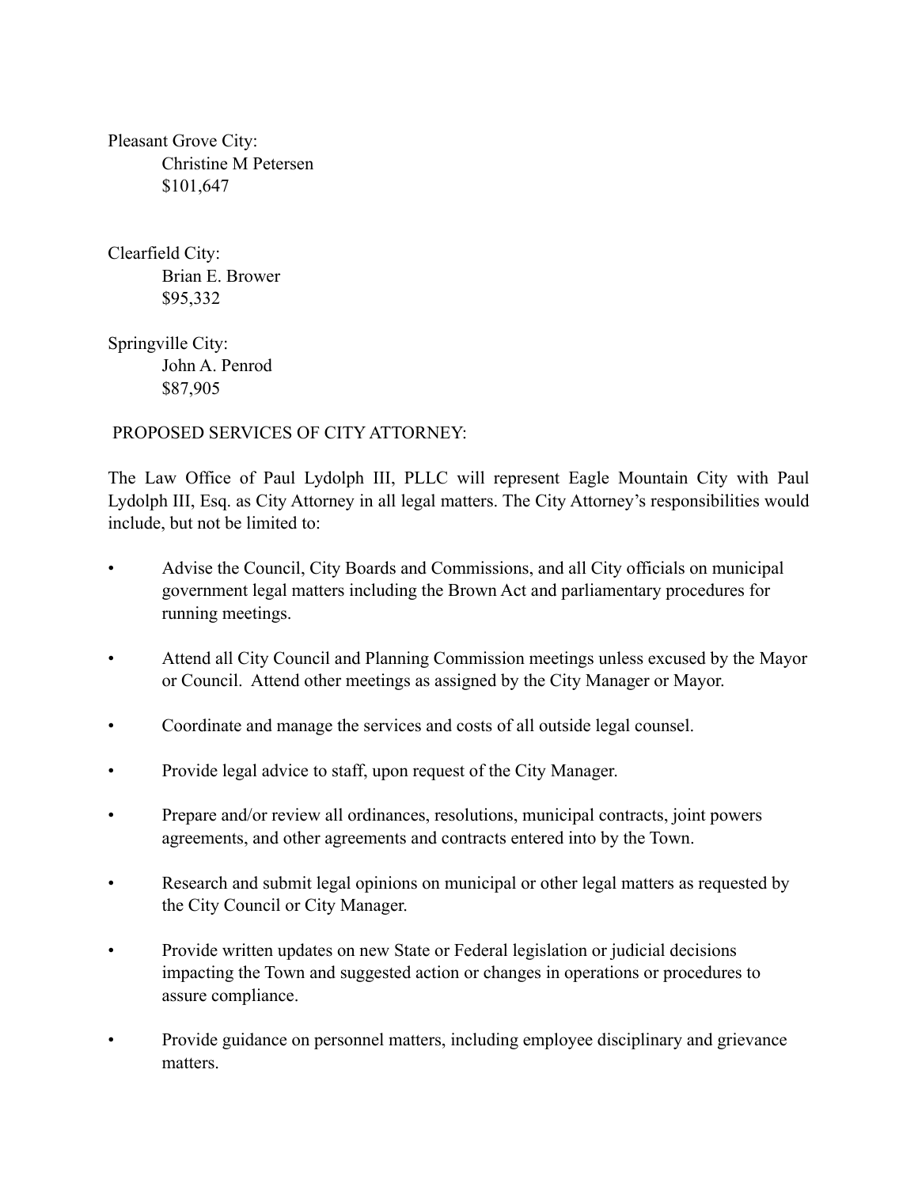Pleasant Grove City:
    Christine M Petersen
    $101,647

Clearfield City:
    Brian E. Brower
    $95,332

Springville City:
    John A. Penrod
    $87,905

PROPOSED SERVICES OF CITY ATTORNEY:

The Law Office of Paul Lydolph III, PLLC will represent Eagle Mountain City with Paul Lydolph III, Esq. as City Attorney in all legal matters. The City Attorney's responsibilities would include, but not be limited to:

- Advise the Council, City Boards and Commissions, and all City officials on municipal government legal matters including the Brown Act and parliamentary procedures for running meetings.
- Attend all City Council and Planning Commission meetings unless excused by the Mayor or Council. Attend other meetings as assigned by the City Manager or Mayor.
- Coordinate and manage the services and costs of all outside legal counsel.
- Provide legal advice to staff, upon request of the City Manager.
- Prepare and/or review all ordinances, resolutions, municipal contracts, joint powers agreements, and other agreements and contracts entered into by the Town.
- Research and submit legal opinions on municipal or other legal matters as requested by the City Council or City Manager.
- Provide written updates on new State or Federal legislation or judicial decisions impacting the Town and suggested action or changes in operations or procedures to assure compliance.
- Provide guidance on personnel matters, including employee disciplinary and grievance matters.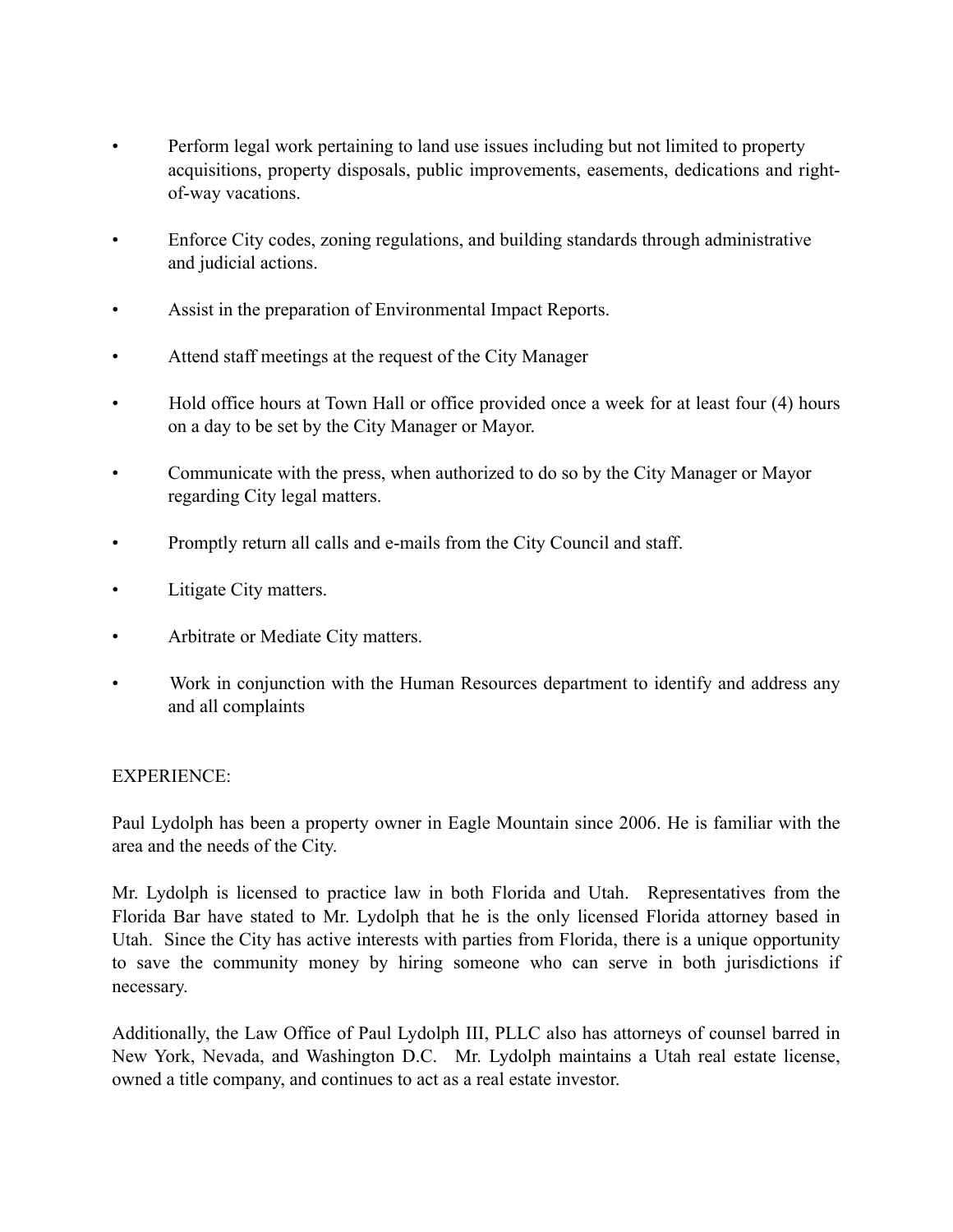- Perform legal work pertaining to land use issues including but not limited to property acquisitions, property disposals, public improvements, easements, dedications and right-of-way vacations.

- Enforce City codes, zoning regulations, and building standards through administrative and judicial actions.

- Assist in the preparation of Environmental Impact Reports.

- Attend staff meetings at the request of the City Manager

- Hold office hours at Town Hall or office provided once a week for at least four (4) hours on a day to be set by the City Manager or Mayor.

- Communicate with the press, when authorized to do so by the City Manager or Mayor regarding City legal matters.

- Promptly return all calls and e-mails from the City Council and staff.

- Litigate City matters.

- Arbitrate or Mediate City matters.

- Work in conjunction with the Human Resources department to identify and address any and all complaints

EXPERIENCE:

Paul Lydolph has been a property owner in Eagle Mountain since 2006. He is familiar with the area and the needs of the City.

Mr. Lydolph is licensed to practice law in both Florida and Utah. Representatives from the Florida Bar have stated to Mr. Lydolph that he is the only licensed Florida attorney based in Utah. Since the City has active interests with parties from Florida, there is a unique opportunity to save the community money by hiring someone who can serve in both jurisdictions if necessary.

Additionally, the Law Office of Paul Lydolph III, PLLC also has attorneys of counsel barred in New York, Nevada, and Washington D.C. Mr. Lydolph maintains a Utah real estate license, owned a title company, and continues to act as a real estate investor.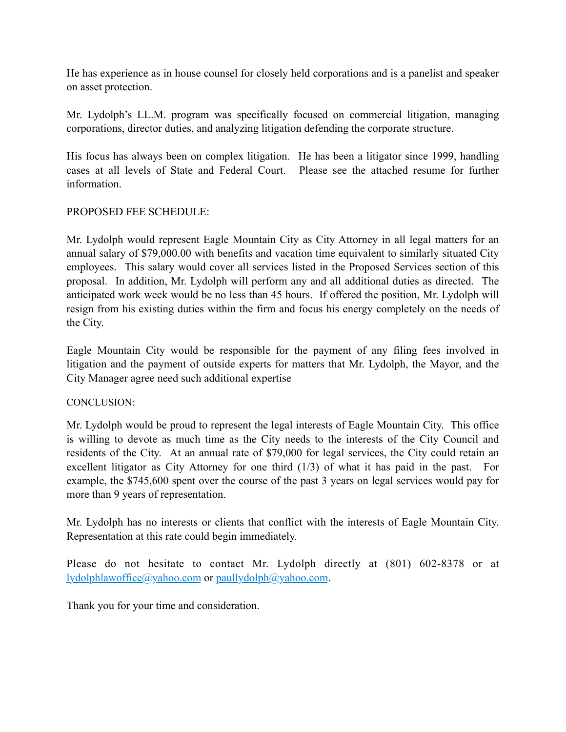He has experience as in house counsel for closely held corporations and is a panelist and speaker on asset protection.

Mr. Lydolph's LL.M. program was specifically focused on commercial litigation, managing corporations, director duties, and analyzing litigation defending the corporate structure.

His focus has always been on complex litigation. He has been a litigator since 1999, handling cases at all levels of State and Federal Court. Please see the attached resume for further information.

PROPOSED FEE SCHEDULE:

Mr. Lydolph would represent Eagle Mountain City as City Attorney in all legal matters for an annual salary of $79,000.00 with benefits and vacation time equivalent to similarly situated City employees. This salary would cover all services listed in the Proposed Services section of this proposal. In addition, Mr. Lydolph will perform any and all additional duties as directed. The anticipated work week would be no less than 45 hours. If offered the position, Mr. Lydolph will resign from his existing duties within the firm and focus his energy completely on the needs of the City.

Eagle Mountain City would be responsible for the payment of any filing fees involved in litigation and the payment of outside experts for matters that Mr. Lydolph, the Mayor, and the City Manager agree need such additional expertise

CONCLUSION:

Mr. Lydolph would be proud to represent the legal interests of Eagle Mountain City. This office is willing to devote as much time as the City needs to the interests of the City Council and residents of the City. At an annual rate of $79,000 for legal services, the City could retain an excellent litigator as City Attorney for one third (1/3) of what it has paid in the past. For example, the $745,600 spent over the course of the past 3 years on legal services would pay for more than 9 years of representation.

Mr. Lydolph has no interests or clients that conflict with the interests of Eagle Mountain City. Representation at this rate could begin immediately.

Please do not hesitate to contact Mr. Lydolph directly at (801) 602-8378 or at lydolphlawoffice@yahoo.com or paullydolph@yahoo.com.

Thank you for your time and consideration.